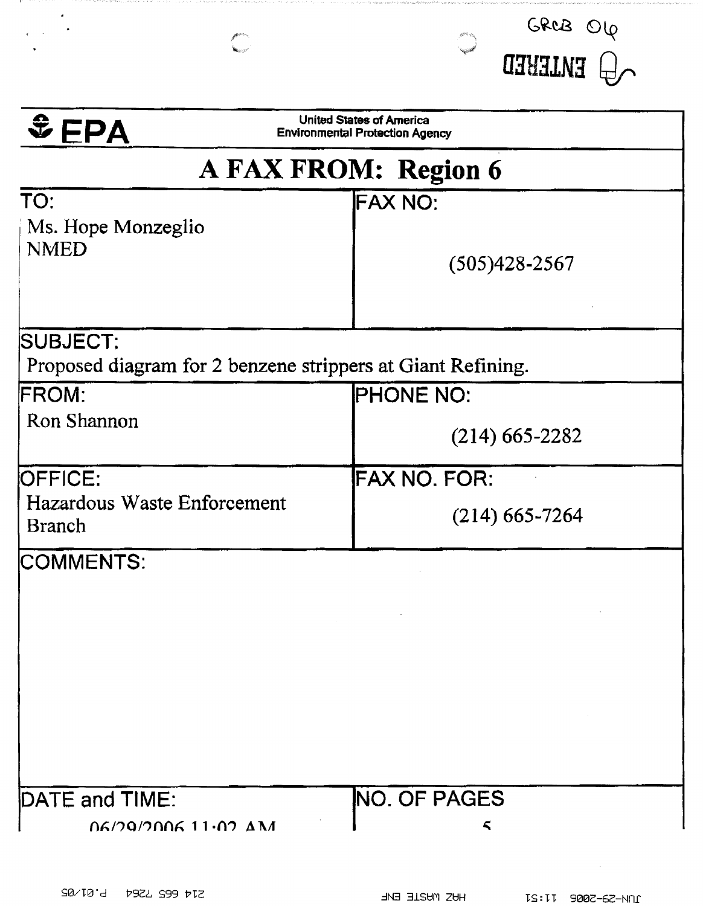GRCB 06

ENTERED

**EPA** United States of America Environmental Protection Agency

# A FAX FROM: Region 6

| TO: | FAX NO: |
| --- | --- |
| Ms. Hope Monzeglio NMED | (505)428-2567 |

**SUBJECT:**
Proposed diagram for 2 benzene strippers at Giant Refining.

| FROM: | PHONE NO: |
| --- | --- |
| Ron Shannon | (214) 665-2282 |
| **OFFICE:** | **FAX NO. FOR:** |
| Hazardous Waste Enforcement Branch | (214) 665-7264 |

**COMMENTS:**

| DATE and TIME: | NO. OF PAGES |
| --- | --- |
| 06/29/2006 11:02 AM | 5 |

JUN-29-2006 11:51 HAZ WASTE ENF 214 665 7264 P.01/05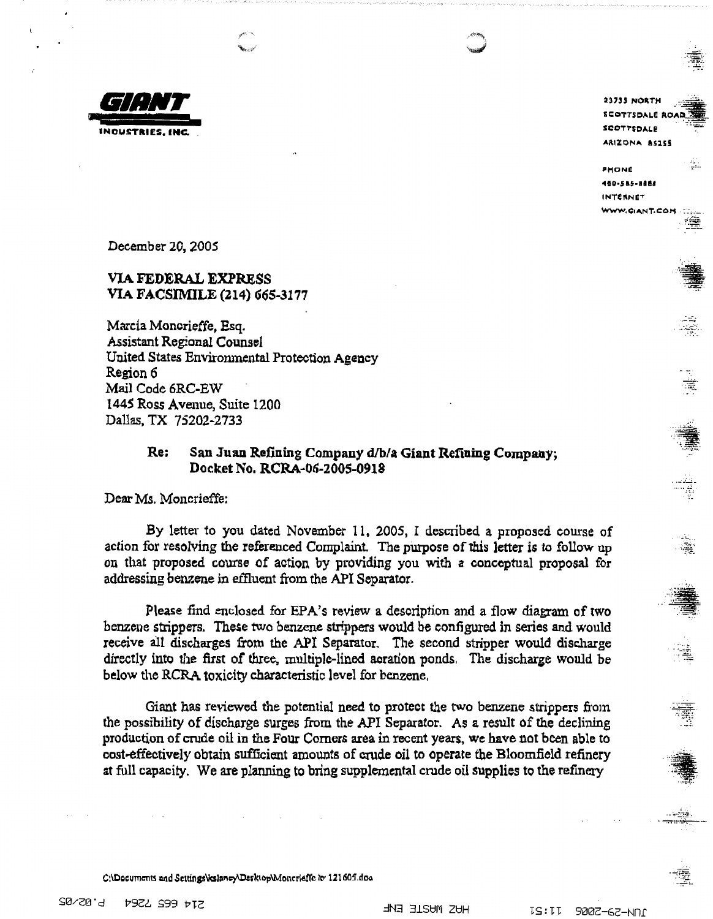**GIANT**
**INDUSTRIES, INC.**

23733 NORTH
SCOTTSDALE ROAD
SCOTTSDALE
ARIZONA 85255

PHONE
480-585-8888
INTERNET
WWW.GIANT.COM

December 20, 2005

**VIA FEDERAL EXPRESS**
**VIA FACSIMILE (214) 665-3177**

Marcia Moncrieffe, Esq.
Assistant Regional Counsel
United States Environmental Protection Agency
Region 6
Mail Code 6RC-EW
1445 Ross Avenue, Suite 1200
Dallas, TX 75202-2733

**Re: San Juan Refining Company d/b/a Giant Refining Company; Docket No. RCRA-06-2005-0918**

Dear Ms. Moncrieffe:

By letter to you dated November 11, 2005, I described a proposed course of action for resolving the referenced Complaint. The purpose of this letter is to follow up on that proposed course of action by providing you with a conceptual proposal for addressing benzene in effluent from the API Separator.

Please find enclosed for EPA's review a description and a flow diagram of two benzene strippers. These two benzene strippers would be configured in series and would receive all discharges from the API Separator. The second stripper would discharge directly into the first of three, multiple-lined aeration ponds. The discharge would be below the RCRA toxicity characteristic level for benzene.

Giant has reviewed the potential need to protect the two benzene strippers from the possibility of discharge surges from the API Separator. As a result of the declining production of crude oil in the Four Corners area in recent years, we have not been able to cost-effectively obtain sufficient amounts of crude oil to operate the Bloomfield refinery at full capacity. We are planning to bring supplemental crude oil supplies to the refinery

C:\Documents and Settings\kslaney\Desktop\Moncrieffe ltr 121605.doc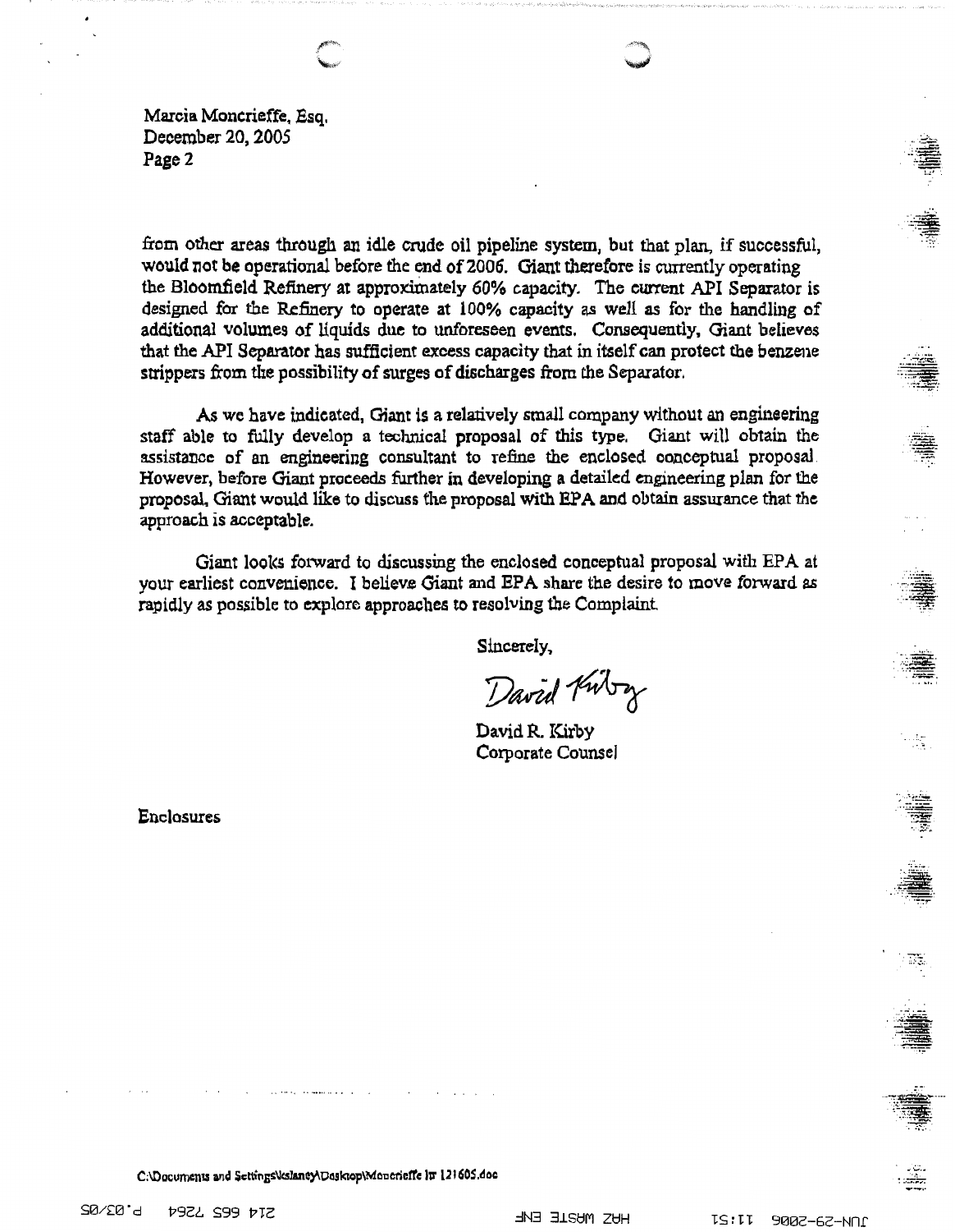Marcia Moncrieffe, Esq.
December 20, 2005
Page 2

from other areas through an idle crude oil pipeline system, but that plan, if successful, would not be operational before the end of 2006. Giant therefore is currently operating the Bloomfield Refinery at approximately 60% capacity. The current API Separator is designed for the Refinery to operate at 100% capacity as well as for the handling of additional volumes of liquids due to unforeseen events. Consequently, Giant believes that the API Separator has sufficient excess capacity that in itself can protect the benzene strippers from the possibility of surges of discharges from the Separator.

As we have indicated, Giant is a relatively small company without an engineering staff able to fully develop a technical proposal of this type. Giant will obtain the assistance of an engineering consultant to refine the enclosed conceptual proposal. However, before Giant proceeds further in developing a detailed engineering plan for the proposal, Giant would like to discuss the proposal with EPA and obtain assurance that the approach is acceptable.

Giant looks forward to discussing the enclosed conceptual proposal with EPA at your earliest convenience. I believe Giant and EPA share the desire to move forward as rapidly as possible to explore approaches to resolving the Complaint.

Sincerely,

David Kirby

David R. Kirby
Corporate Counsel

Enclosures

C:\Documents and Settings\sloney\Desktop\Moncrieffe ltr 121605.doc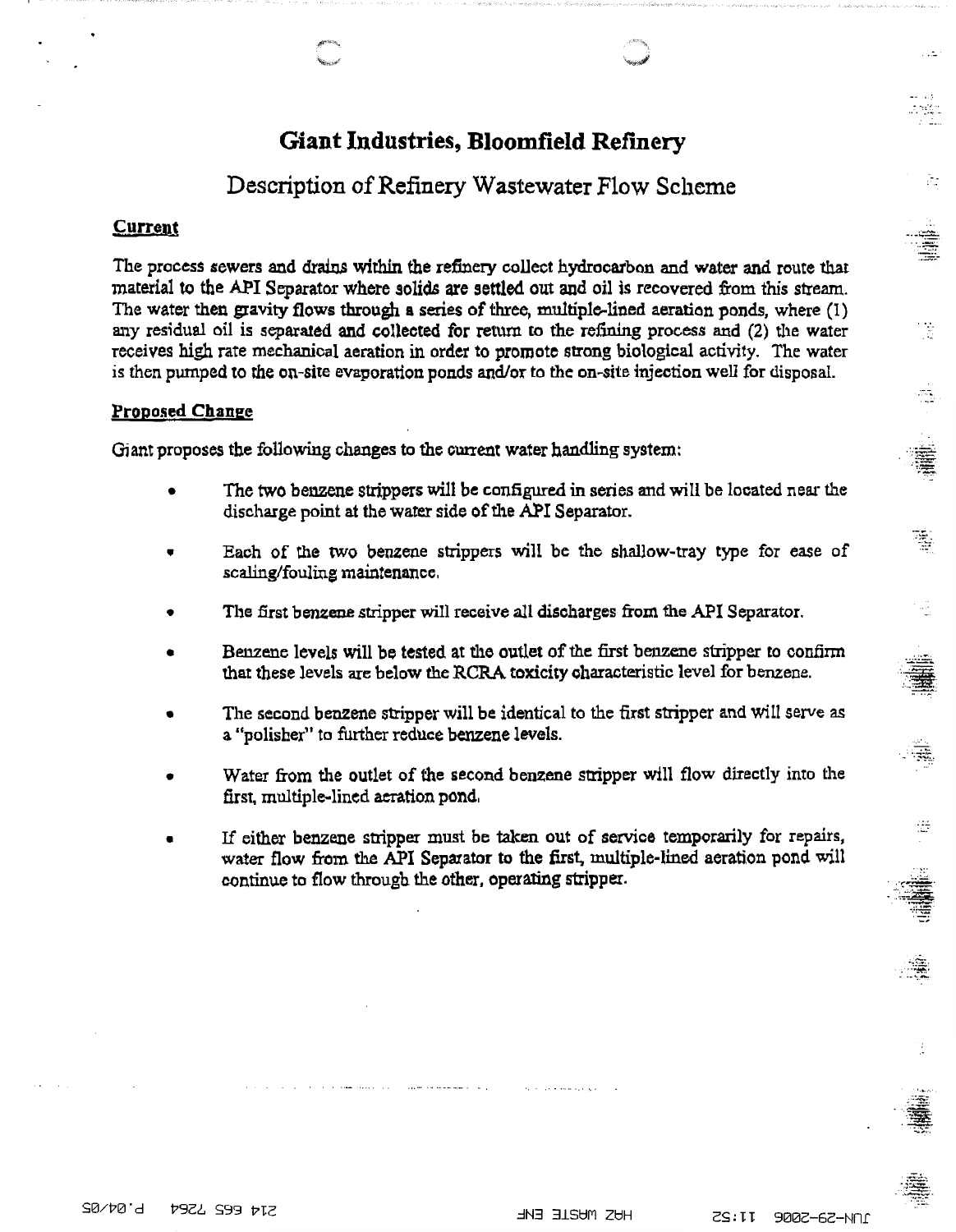# Giant Industries, Bloomfield Refinery

## Description of Refinery Wastewater Flow Scheme

### Current

The process sewers and drains within the refinery collect hydrocarbon and water and route that material to the API Separator where solids are settled out and oil is recovered from this stream. The water then gravity flows through a series of three, multiple-lined aeration ponds, where (1) any residual oil is separated and collected for return to the refining process and (2) the water receives high rate mechanical aeration in order to promote strong biological activity. The water is then pumped to the on-site evaporation ponds and/or to the on-site injection well for disposal.

### Proposed Change

Giant proposes the following changes to the current water handling system:

- The two benzene strippers will be configured in series and will be located near the discharge point at the water side of the API Separator.
- Each of the two benzene strippers will be the shallow-tray type for ease of scaling/fouling maintenance.
- The first benzene stripper will receive all discharges from the API Separator.
- Benzene levels will be tested at the outlet of the first benzene stripper to confirm that these levels are below the RCRA toxicity characteristic level for benzene.
- The second benzene stripper will be identical to the first stripper and will serve as a "polisher" to further reduce benzene levels.
- Water from the outlet of the second benzene stripper will flow directly into the first, multiple-lined aeration pond.
- If either benzene stripper must be taken out of service temporarily for repairs, water flow from the API Separator to the first, multiple-lined aeration pond will continue to flow through the other, operating stripper.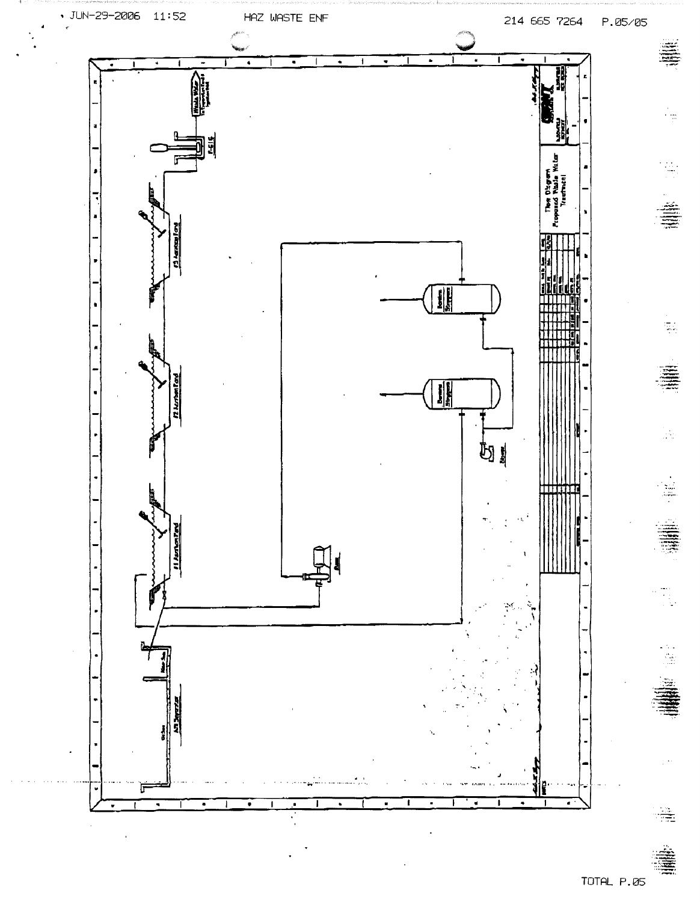Waste Water To Treatment

P-614

#3 Aeration Pond

#2 Aeration Pond

#1 Aeration Pond

Benzene Stripper

Benzene Stripper

Blower

Pump

API Separator

Flow Diagram
Proposed Waste Water
Treatment